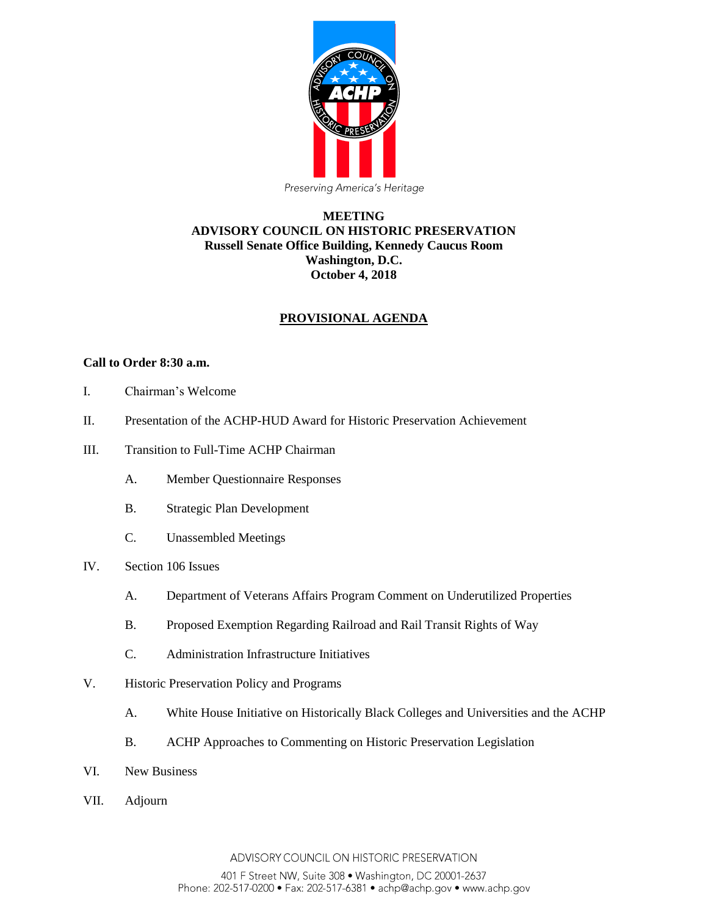Preserving America's Heritage

**MEETING**
**ADVISORY COUNCIL ON HISTORIC PRESERVATION**
**Russell Senate Office Building, Kennedy Caucus Room**
**Washington, D.C.**
**October 4, 2018**

## PROVISIONAL AGENDA

**Call to Order 8:30 a.m.**

I. Chairman's Welcome

II. Presentation of the ACHP-HUD Award for Historic Preservation Achievement

III. Transition to Full-Time ACHP Chairman

   A. Member Questionnaire Responses

   B. Strategic Plan Development

   C. Unassembled Meetings

IV. Section 106 Issues

   A. Department of Veterans Affairs Program Comment on Underutilized Properties

   B. Proposed Exemption Regarding Railroad and Rail Transit Rights of Way

   C. Administration Infrastructure Initiatives

V. Historic Preservation Policy and Programs

   A. White House Initiative on Historically Black Colleges and Universities and the ACHP

   B. ACHP Approaches to Commenting on Historic Preservation Legislation

VI. New Business

VII. Adjourn

ADVISORY COUNCIL ON HISTORIC PRESERVATION
401 F Street NW, Suite 308 • Washington, DC 20001-2637
Phone: 202-517-0200 • Fax: 202-517-6381 • achp@achp.gov • www.achp.gov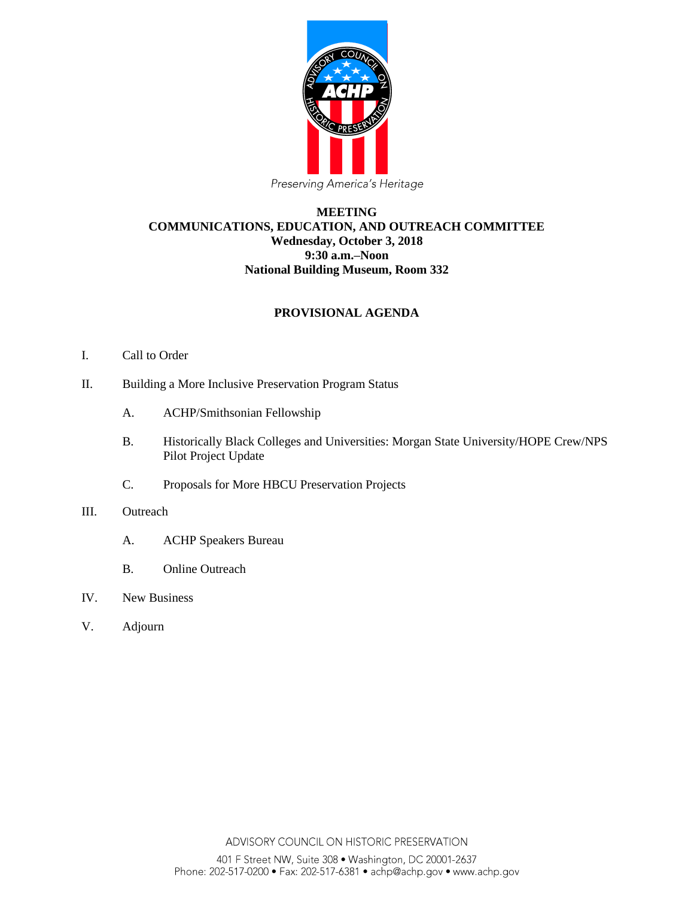Preserving America's Heritage

**MEETING**
**COMMUNICATIONS, EDUCATION, AND OUTREACH COMMITTEE**
**Wednesday, October 3, 2018**
**9:30 a.m.–Noon**
**National Building Museum, Room 332**

## PROVISIONAL AGENDA

I. Call to Order

II. Building a More Inclusive Preservation Program Status

  A. ACHP/Smithsonian Fellowship

  B. Historically Black Colleges and Universities: Morgan State University/HOPE Crew/NPS Pilot Project Update

  C. Proposals for More HBCU Preservation Projects

III. Outreach

  A. ACHP Speakers Bureau

  B. Online Outreach

IV. New Business

V. Adjourn

ADVISORY COUNCIL ON HISTORIC PRESERVATION

401 F Street NW, Suite 308 • Washington, DC 20001-2637
Phone: 202-517-0200 • Fax: 202-517-6381 • achp@achp.gov • www.achp.gov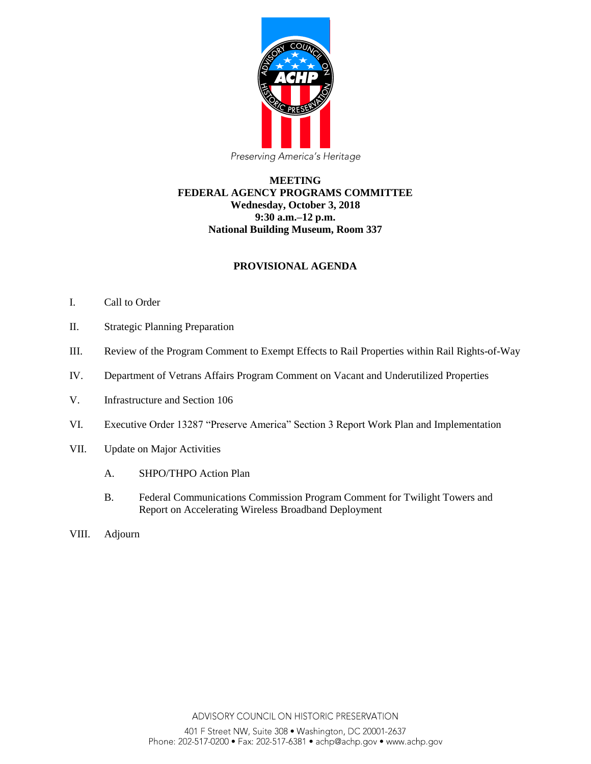Preserving America's Heritage

**MEETING**
**FEDERAL AGENCY PROGRAMS COMMITTEE**
**Wednesday, October 3, 2018**
**9:30 a.m.–12 p.m.**
**National Building Museum, Room 337**

## PROVISIONAL AGENDA

I. Call to Order

II. Strategic Planning Preparation

III. Review of the Program Comment to Exempt Effects to Rail Properties within Rail Rights-of-Way

IV. Department of Vetrans Affairs Program Comment on Vacant and Underutilized Properties

V. Infrastructure and Section 106

VI. Executive Order 13287 "Preserve America" Section 3 Report Work Plan and Implementation

VII. Update on Major Activities

   A. SHPO/THPO Action Plan

   B. Federal Communications Commission Program Comment for Twilight Towers and Report on Accelerating Wireless Broadband Deployment

VIII. Adjourn

ADVISORY COUNCIL ON HISTORIC PRESERVATION

401 F Street NW, Suite 308 • Washington, DC 20001-2637
Phone: 202-517-0200 • Fax: 202-517-6381 • achp@achp.gov • www.achp.gov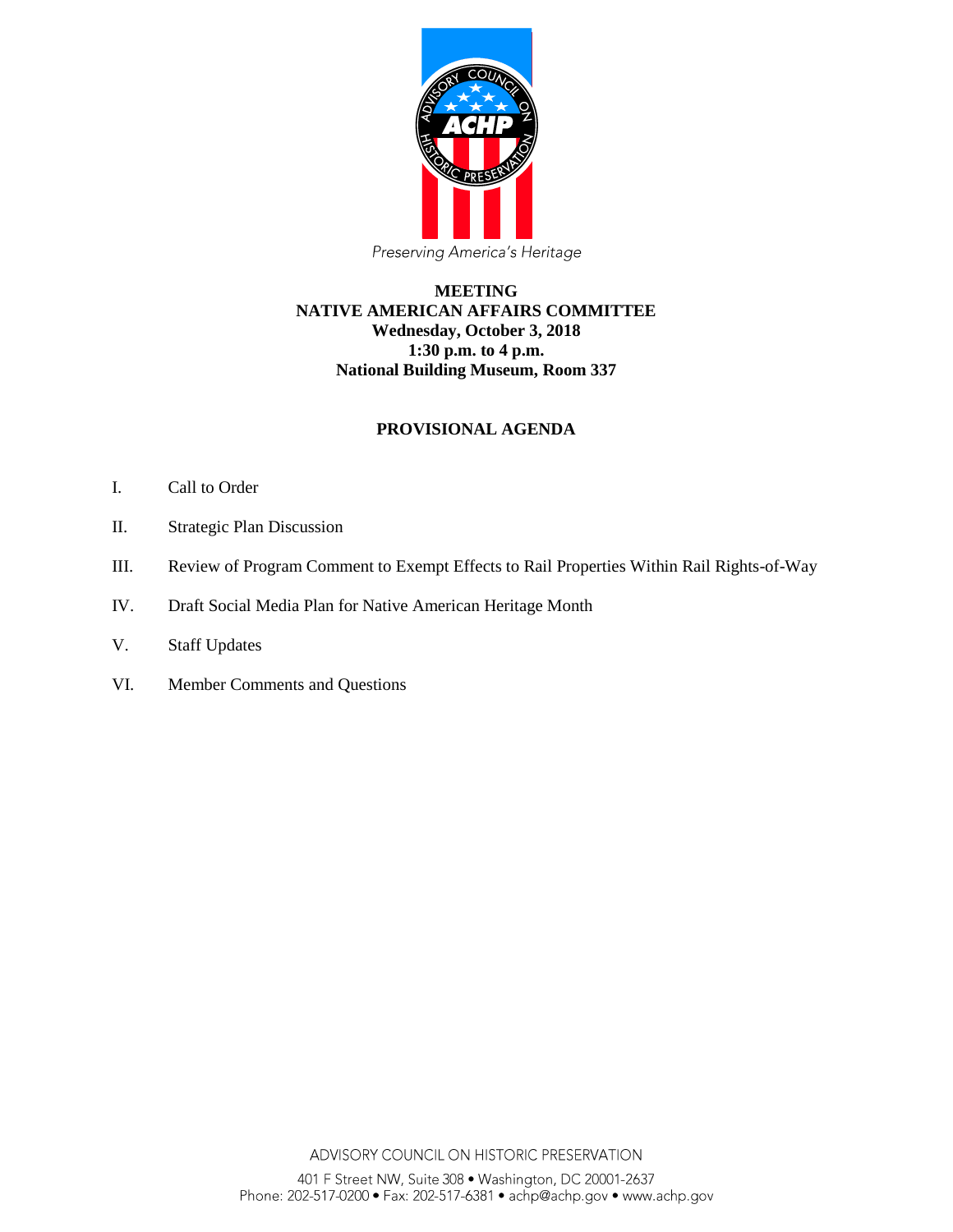Preserving America's Heritage

**MEETING**
**NATIVE AMERICAN AFFAIRS COMMITTEE**
**Wednesday, October 3, 2018**
**1:30 p.m. to 4 p.m.**
**National Building Museum, Room 337**

## PROVISIONAL AGENDA

I. Call to Order

II. Strategic Plan Discussion

III. Review of Program Comment to Exempt Effects to Rail Properties Within Rail Rights-of-Way

IV. Draft Social Media Plan for Native American Heritage Month

V. Staff Updates

VI. Member Comments and Questions

ADVISORY COUNCIL ON HISTORIC PRESERVATION

401 F Street NW, Suite 308 • Washington, DC 20001-2637
Phone: 202-517-0200 • Fax: 202-517-6381 • achp@achp.gov • www.achp.gov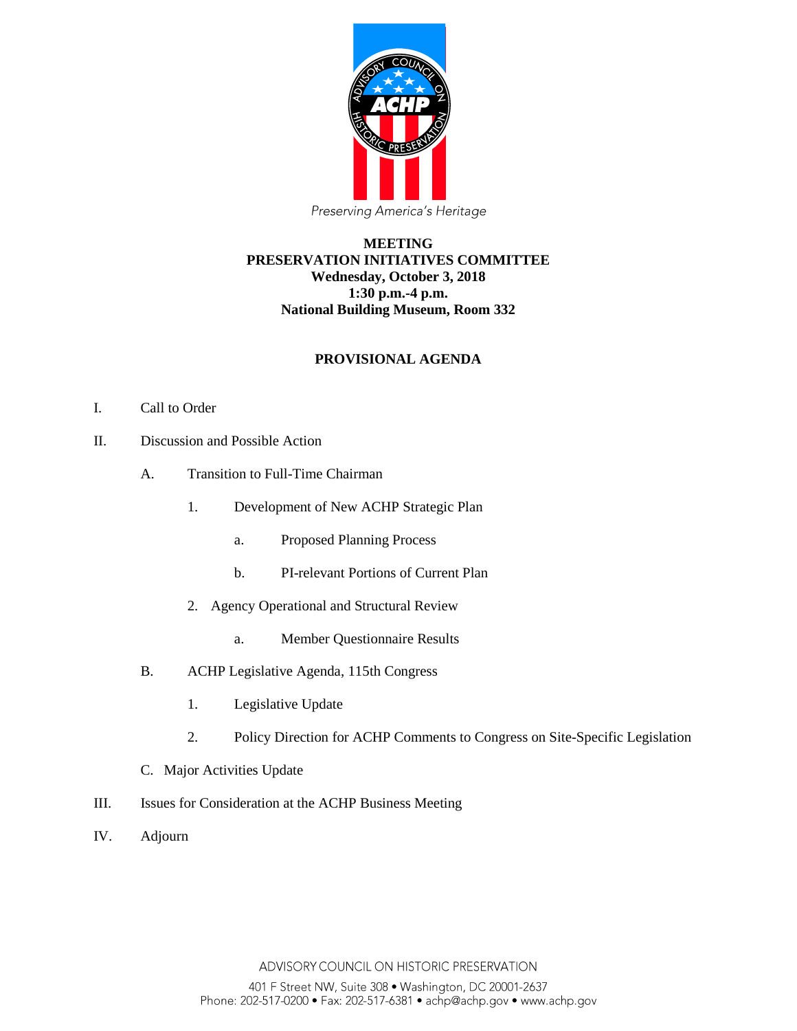Preserving America's Heritage

**MEETING**
**PRESERVATION INITIATIVES COMMITTEE**
**Wednesday, October 3, 2018**
**1:30 p.m.-4 p.m.**
**National Building Museum, Room 332**

## PROVISIONAL AGENDA

I. Call to Order

II. Discussion and Possible Action

  A. Transition to Full-Time Chairman

    1. Development of New ACHP Strategic Plan

      a. Proposed Planning Process

      b. PI-relevant Portions of Current Plan

    2. Agency Operational and Structural Review

      a. Member Questionnaire Results

  B. ACHP Legislative Agenda, 115th Congress

    1. Legislative Update

    2. Policy Direction for ACHP Comments to Congress on Site-Specific Legislation

  C. Major Activities Update

III. Issues for Consideration at the ACHP Business Meeting

IV. Adjourn

ADVISORY COUNCIL ON HISTORIC PRESERVATION

401 F Street NW, Suite 308 • Washington, DC 20001-2637
Phone: 202-517-0200 • Fax: 202-517-6381 • achp@achp.gov • www.achp.gov